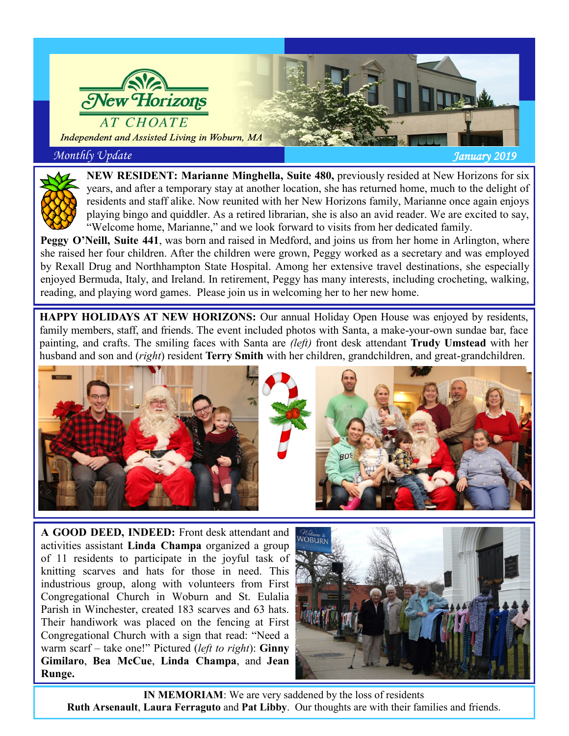# New Horizons AT CHOATE

*Independent and Assisted Living in Woburn, MA*

*Monthly Update* — *January 2019*

**NEW RESIDENT: Marianne Minghella, Suite 480,** previously resided at New Horizons for six years, and after a temporary stay at another location, she has returned home, much to the delight of residents and staff alike. Now reunited with her New Horizons family, Marianne once again enjoys playing bingo and quiddler. As a retired librarian, she is also an avid reader. We are excited to say, "Welcome home, Marianne," and we look forward to visits from her dedicated family.

**Peggy O'Neill, Suite 441**, was born and raised in Medford, and joins us from her home in Arlington, where she raised her four children. After the children were grown, Peggy worked as a secretary and was employed by Rexall Drug and Northhampton State Hospital. Among her extensive travel destinations, she especially enjoyed Bermuda, Italy, and Ireland. In retirement, Peggy has many interests, including crocheting, walking, reading, and playing word games. Please join us in welcoming her to her new home.

**HAPPY HOLIDAYS AT NEW HORIZONS:** Our annual Holiday Open House was enjoyed by residents, family members, staff, and friends. The event included photos with Santa, a make-your-own sundae bar, face painting, and crafts. The smiling faces with Santa are *(left)* front desk attendant **Trudy Umstead** with her husband and son and (*right*) resident **Terry Smith** with her children, grandchildren, and great-grandchildren.

**A GOOD DEED, INDEED:** Front desk attendant and activities assistant **Linda Champa** organized a group of 11 residents to participate in the joyful task of knitting scarves and hats for those in need. This industrious group, along with volunteers from First Congregational Church in Woburn and St. Eulalia Parish in Winchester, created 183 scarves and 63 hats. Their handiwork was placed on the fencing at First Congregational Church with a sign that read: "Need a warm scarf – take one!" Pictured (*left to right*): **Ginny Gimilaro**, **Bea McCue**, **Linda Champa**, and **Jean Runge.**

**IN MEMORIAM**: We are very saddened by the loss of residents **Ruth Arsenault**, **Laura Ferraguto** and **Pat Libby**. Our thoughts are with their families and friends.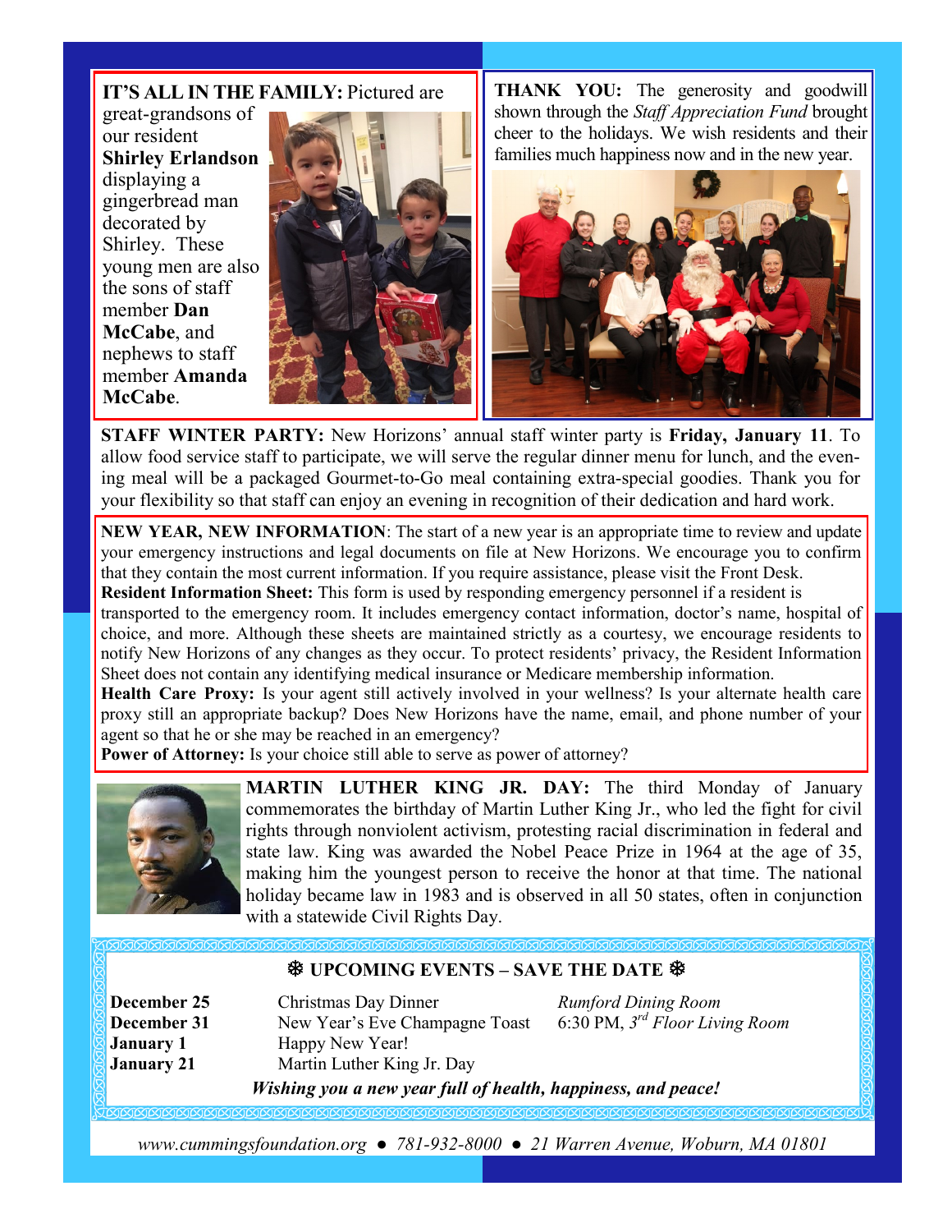**IT'S ALL IN THE FAMILY:** Pictured are great-grandsons of our resident **Shirley Erlandson** displaying a gingerbread man decorated by Shirley. These young men are also the sons of staff member **Dan McCabe**, and nephews to staff member **Amanda McCabe**.

**THANK YOU:** The generosity and goodwill shown through the *Staff Appreciation Fund* brought cheer to the holidays. We wish residents and their families much happiness now and in the new year.

**STAFF WINTER PARTY:** New Horizons' annual staff winter party is **Friday, January 11**. To allow food service staff to participate, we will serve the regular dinner menu for lunch, and the evening meal will be a packaged Gourmet-to-Go meal containing extra-special goodies. Thank you for your flexibility so that staff can enjoy an evening in recognition of their dedication and hard work.

**NEW YEAR, NEW INFORMATION**: The start of a new year is an appropriate time to review and update your emergency instructions and legal documents on file at New Horizons. We encourage you to confirm that they contain the most current information. If you require assistance, please visit the Front Desk.

**Resident Information Sheet:** This form is used by responding emergency personnel if a resident is transported to the emergency room. It includes emergency contact information, doctor's name, hospital of choice, and more. Although these sheets are maintained strictly as a courtesy, we encourage residents to notify New Horizons of any changes as they occur. To protect residents' privacy, the Resident Information Sheet does not contain any identifying medical insurance or Medicare membership information.

**Health Care Proxy:** Is your agent still actively involved in your wellness? Is your alternate health care proxy still an appropriate backup? Does New Horizons have the name, email, and phone number of your agent so that he or she may be reached in an emergency?

**Power of Attorney:** Is your choice still able to serve as power of attorney?

**MARTIN LUTHER KING JR. DAY:** The third Monday of January commemorates the birthday of Martin Luther King Jr., who led the fight for civil rights through nonviolent activism, protesting racial discrimination in federal and state law. King was awarded the Nobel Peace Prize in 1964 at the age of 35, making him the youngest person to receive the honor at that time. The national holiday became law in 1983 and is observed in all 50 states, often in conjunction with a statewide Civil Rights Day.

## ❄ UPCOMING EVENTS – SAVE THE DATE ❄

| | | |
|---|---|---|
| **December 25** | Christmas Day Dinner | *Rumford Dining Room* |
| **December 31** | New Year's Eve Champagne Toast | 6:30 PM, *3rd Floor Living Room* |
| **January 1** | Happy New Year! | |
| **January 21** | Martin Luther King Jr. Day | |

***Wishing you a new year full of health, happiness, and peace!***

*www.cummingsfoundation.org ● 781-932-8000 ● 21 Warren Avenue, Woburn, MA 01801*